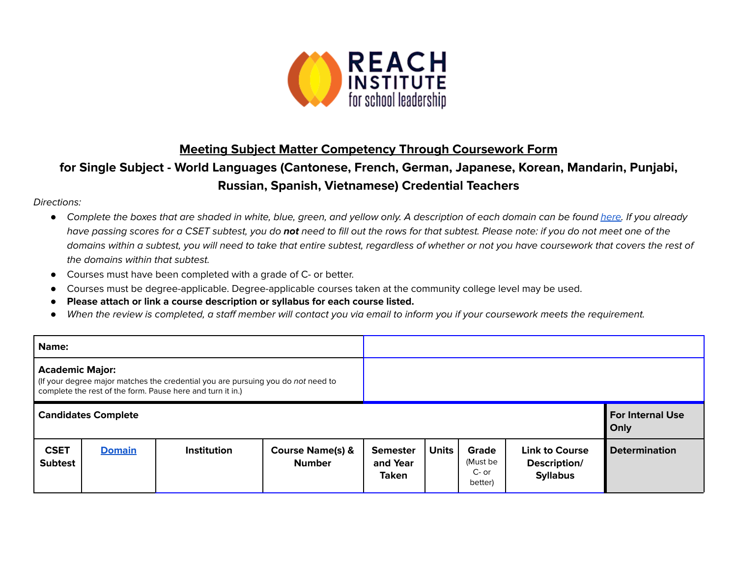# Meeting Subject Matter Competency Through Coursework Form

## for Single Subject - World Languages (Cantonese, French, German, Japanese, Korean, Mandarin, Punjabi, Russian, Spanish, Vietnamese) Credential Teachers

*Directions:*

- *Complete the boxes that are shaded in white, blue, green, and yellow only. A description of each domain can be found [here](). If you already have passing scores for a CSET subtest, you do* ***not*** *need to fill out the rows for that subtest. Please note: if you do not meet one of the domains within a subtest, you will need to take that entire subtest, regardless of whether or not you have coursework that covers the rest of the domains within that subtest.*
- Courses must have been completed with a grade of C- or better.
- Courses must be degree-applicable. Degree-applicable courses taken at the community college level may be used.
- **Please attach or link a course description or syllabus for each course listed.**
- *When the review is completed, a staff member will contact you via email to inform you if your coursework meets the requirement.*

| **Name:** | | | | | | | | |
|---|---|---|---|---|---|---|---|---|
| **Academic Major:** (If your degree major matches the credential you are pursuing you do *not* need to complete the rest of the form. Pause here and turn it in.) | | | | | | | | |
| **Candidates Complete** | | | | | | | | **For Internal Use Only** |
| **CSET Subtest** | **[Domain]()** | **Institution** | **Course Name(s) & Number** | **Semester and Year Taken** | **Units** | **Grade** (Must be C- or better) | **Link to Course Description/ Syllabus** | **Determination** |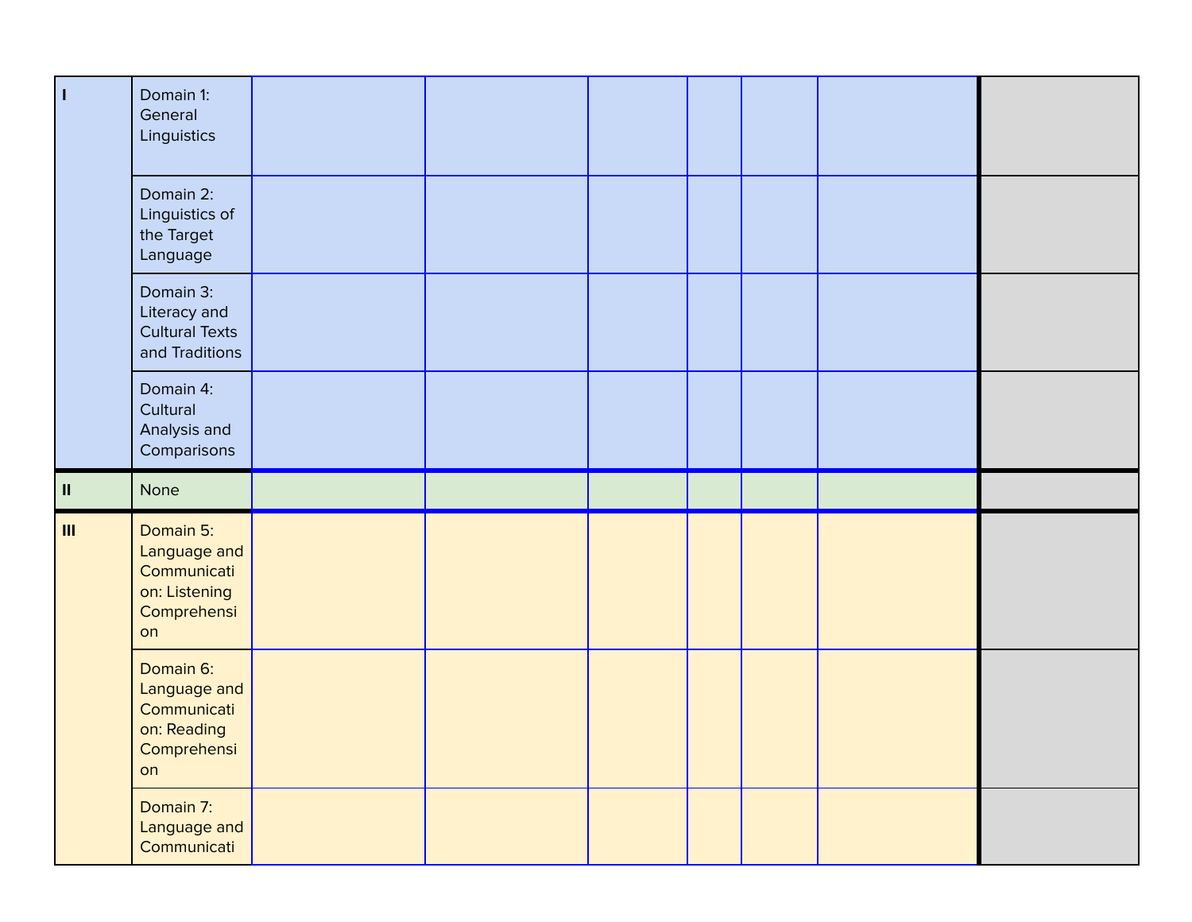| | | | | | | | | |
|---|---|---|---|---|---|---|---|---|
| I | Domain 1: General Linguistics | | | | | | | |
| | Domain 2: Linguistics of the Target Language | | | | | | | |
| | Domain 3: Literacy and Cultural Texts and Traditions | | | | | | | |
| | Domain 4: Cultural Analysis and Comparisons | | | | | | | |
| II | None | | | | | | | |
| III | Domain 5: Language and Communication: Listening Comprehension | | | | | | | |
| | Domain 6: Language and Communication: Reading Comprehension | | | | | | | |
| | Domain 7: Language and Communicati | | | | | | | |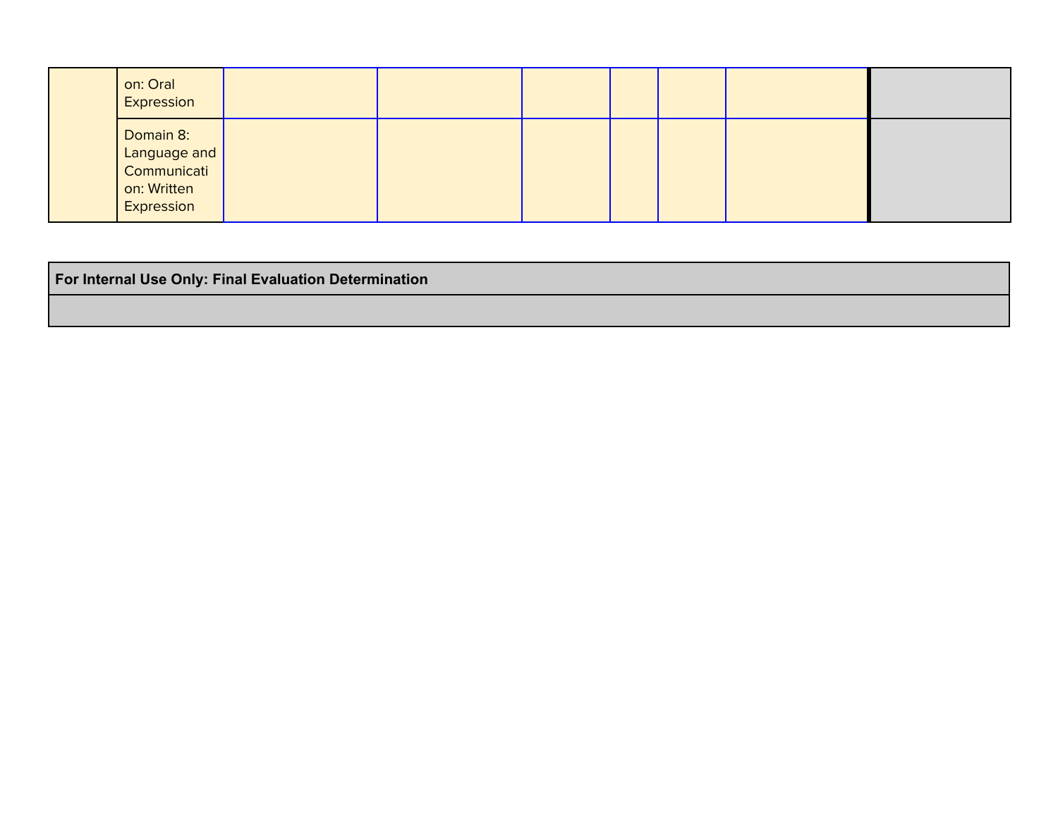| | | | | | | | | |
|---|---|---|---|---|---|---|---|---|
| | on: Oral Expression | | | | | | | |
| | Domain 8: Language and Communication: Written Expression | | | | | | | |

| For Internal Use Only: Final Evaluation Determination |
|---|
| |